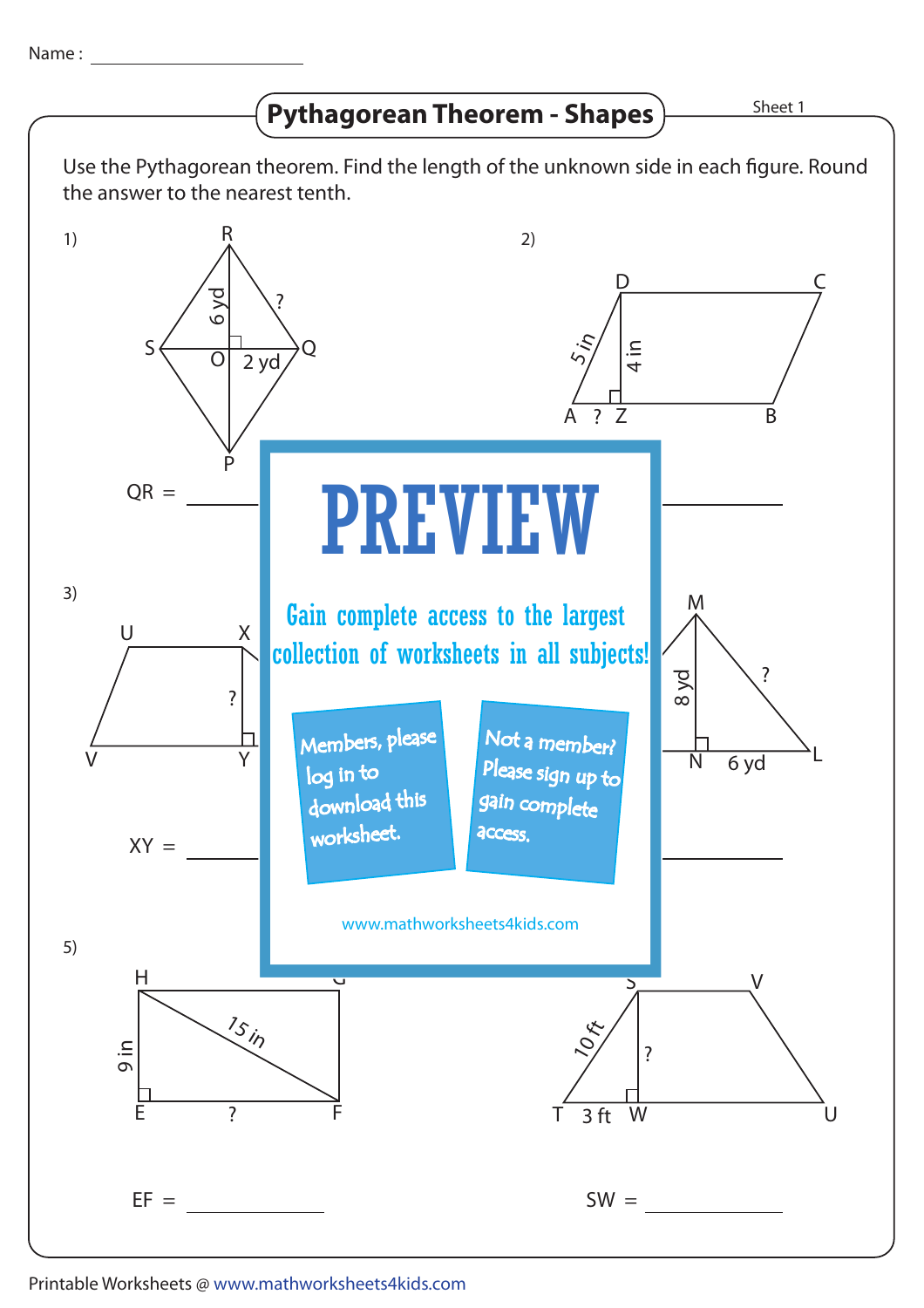Name : ______________________

# Pythagorean Theorem - Shapes

Sheet 1

Use the Pythagorean theorem. Find the length of the unknown side in each figure. Round the answer to the nearest tenth.

1) R, S, O, Q, P — 6 yd, 2 yd, ?

QR = ____________

2) D, C, A, Z, B — 5 in, 4 in, ?

3) U, X, V, Y — ?

XY = ____________

4) M, N, L — 8 yd, 6 yd, ?

# PREVIEW

Gain complete access to the largest collection of worksheets in all subjects!

Members, please log in to download this worksheet.

Not a member? Please sign up to gain complete access.

www.mathworksheets4kids.com

5) H, G, E, F — 9 in, 15 in, ?

EF = ____________

6) S, V, T, W, U — 10 ft, 3 ft, ?

SW = ____________

Printable Worksheets @ www.mathworksheets4kids.com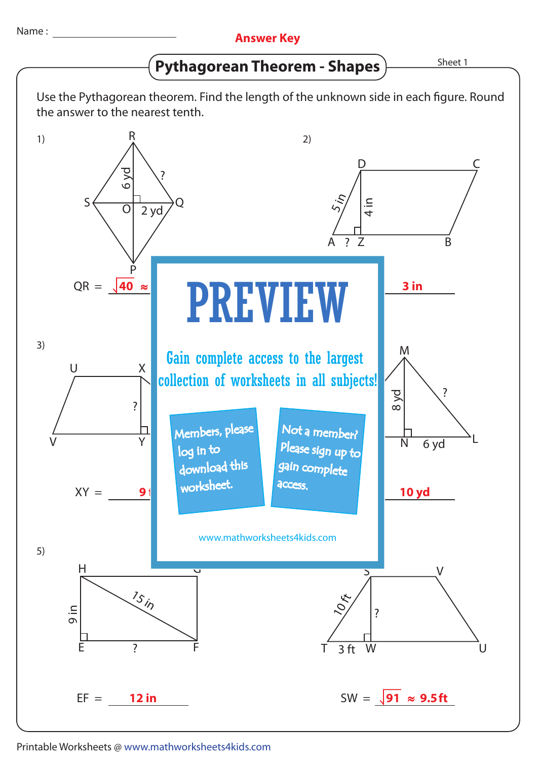Name : ____________________

**Answer Key**

# Pythagorean Theorem - Shapes

Sheet 1

Use the Pythagorean theorem. Find the length of the unknown side in each figure. Round the answer to the nearest tenth.

1)

R, S, O, Q, P

6 yd

2 yd

?

QR = $\sqrt{40}$ ≈

2)

D, C, A, Z, B

5 in

4 in

?

3 in

3)

U, X, V, Y

?

XY = 9

4)

M, N, L

8 yd

6 yd

?

10 yd

PREVIEW

Gain complete access to the largest collection of worksheets in all subjects!

Members, please log in to download this worksheet.

Not a member? Please sign up to gain complete access.

www.mathworksheets4kids.com

5)

H, G, E, F

9 in

15 in

?

EF = 12 in

6)

S, V, T, W, U

10 ft

3 ft

?

SW = $\sqrt{91}$ ≈ 9.5 ft

Printable Worksheets @ www.mathworksheets4kids.com